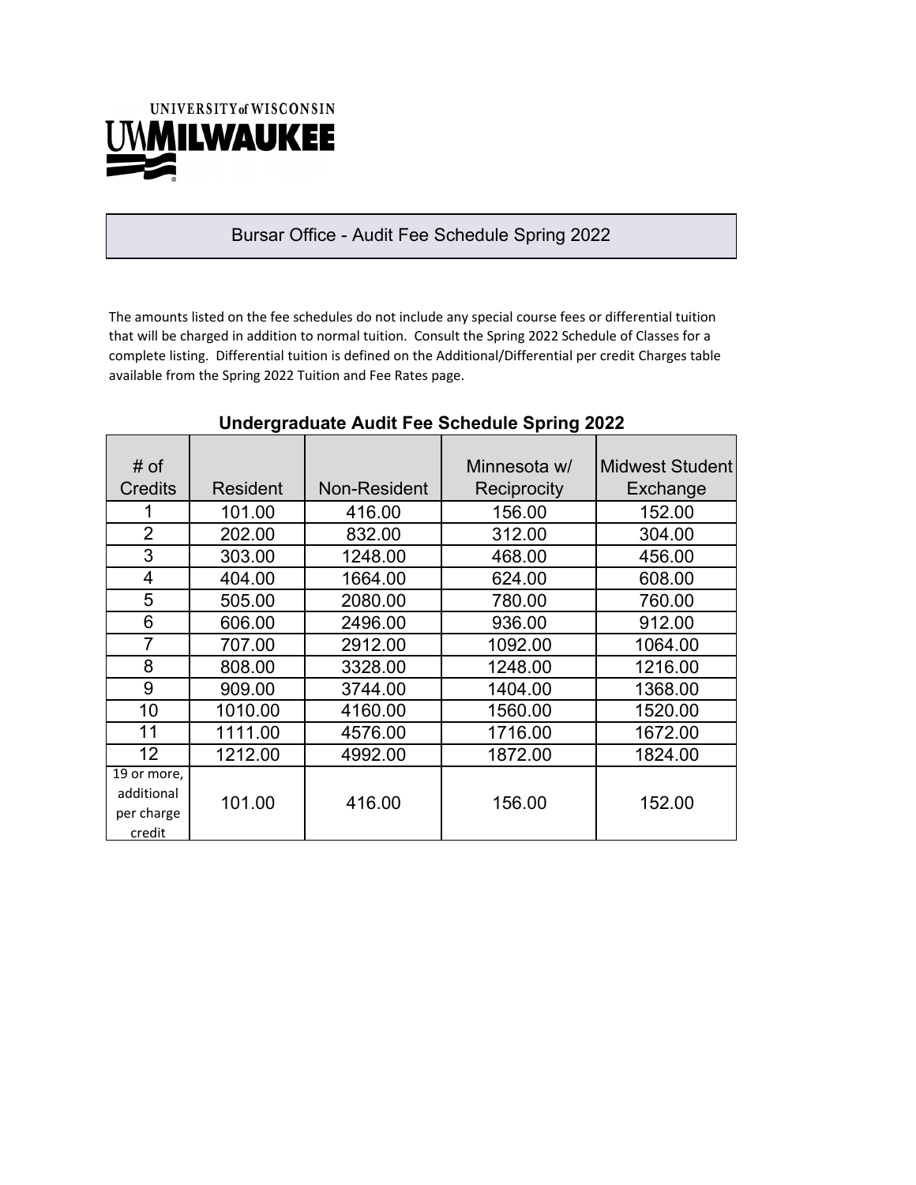UNIVERSITY of WISCONSIN
UWMILWAUKEE

# Bursar Office - Audit Fee Schedule Spring 2022

The amounts listed on the fee schedules do not include any special course fees or differential tuition that will be charged in addition to normal tuition. Consult the Spring 2022 Schedule of Classes for a complete listing. Differential tuition is defined on the Additional/Differential per credit Charges table available from the Spring 2022 Tuition and Fee Rates page.

## Undergraduate Audit Fee Schedule Spring 2022

| # of Credits | Resident | Non-Resident | Minnesota w/ Reciprocity | Midwest Student Exchange |
|---|---|---|---|---|
| 1 | 101.00 | 416.00 | 156.00 | 152.00 |
| 2 | 202.00 | 832.00 | 312.00 | 304.00 |
| 3 | 303.00 | 1248.00 | 468.00 | 456.00 |
| 4 | 404.00 | 1664.00 | 624.00 | 608.00 |
| 5 | 505.00 | 2080.00 | 780.00 | 760.00 |
| 6 | 606.00 | 2496.00 | 936.00 | 912.00 |
| 7 | 707.00 | 2912.00 | 1092.00 | 1064.00 |
| 8 | 808.00 | 3328.00 | 1248.00 | 1216.00 |
| 9 | 909.00 | 3744.00 | 1404.00 | 1368.00 |
| 10 | 1010.00 | 4160.00 | 1560.00 | 1520.00 |
| 11 | 1111.00 | 4576.00 | 1716.00 | 1672.00 |
| 12 | 1212.00 | 4992.00 | 1872.00 | 1824.00 |
| 19 or more, additional per charge credit | 101.00 | 416.00 | 156.00 | 152.00 |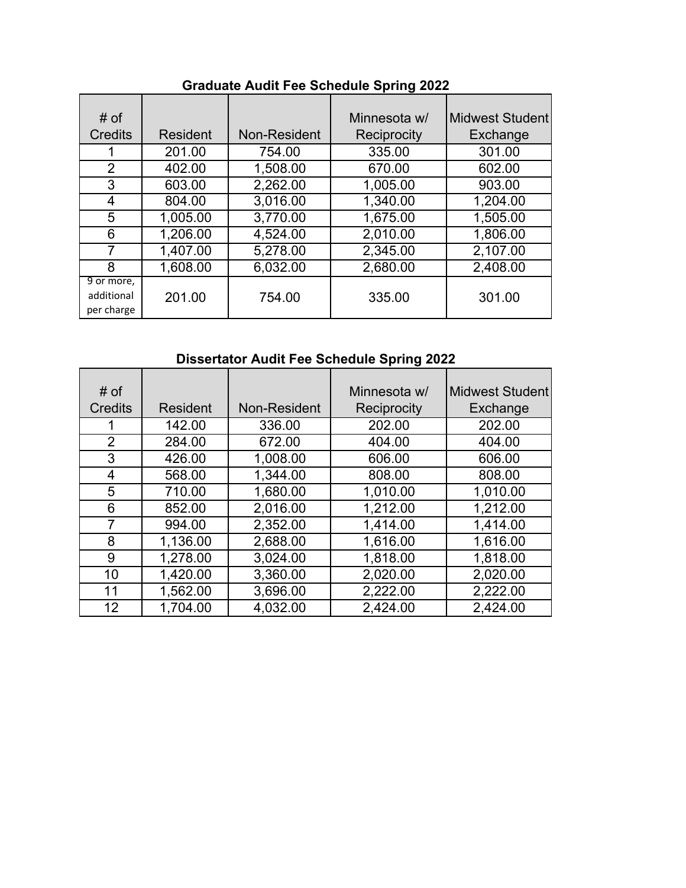## Graduate Audit Fee Schedule Spring 2022

| # of Credits | Resident | Non-Resident | Minnesota w/ Reciprocity | Midwest Student Exchange |
|---|---|---|---|---|
| 1 | 201.00 | 754.00 | 335.00 | 301.00 |
| 2 | 402.00 | 1,508.00 | 670.00 | 602.00 |
| 3 | 603.00 | 2,262.00 | 1,005.00 | 903.00 |
| 4 | 804.00 | 3,016.00 | 1,340.00 | 1,204.00 |
| 5 | 1,005.00 | 3,770.00 | 1,675.00 | 1,505.00 |
| 6 | 1,206.00 | 4,524.00 | 2,010.00 | 1,806.00 |
| 7 | 1,407.00 | 5,278.00 | 2,345.00 | 2,107.00 |
| 8 | 1,608.00 | 6,032.00 | 2,680.00 | 2,408.00 |
| 9 or more, additional per charge | 201.00 | 754.00 | 335.00 | 301.00 |

## Dissertator Audit Fee Schedule Spring 2022

| # of Credits | Resident | Non-Resident | Minnesota w/ Reciprocity | Midwest Student Exchange |
|---|---|---|---|---|
| 1 | 142.00 | 336.00 | 202.00 | 202.00 |
| 2 | 284.00 | 672.00 | 404.00 | 404.00 |
| 3 | 426.00 | 1,008.00 | 606.00 | 606.00 |
| 4 | 568.00 | 1,344.00 | 808.00 | 808.00 |
| 5 | 710.00 | 1,680.00 | 1,010.00 | 1,010.00 |
| 6 | 852.00 | 2,016.00 | 1,212.00 | 1,212.00 |
| 7 | 994.00 | 2,352.00 | 1,414.00 | 1,414.00 |
| 8 | 1,136.00 | 2,688.00 | 1,616.00 | 1,616.00 |
| 9 | 1,278.00 | 3,024.00 | 1,818.00 | 1,818.00 |
| 10 | 1,420.00 | 3,360.00 | 2,020.00 | 2,020.00 |
| 11 | 1,562.00 | 3,696.00 | 2,222.00 | 2,222.00 |
| 12 | 1,704.00 | 4,032.00 | 2,424.00 | 2,424.00 |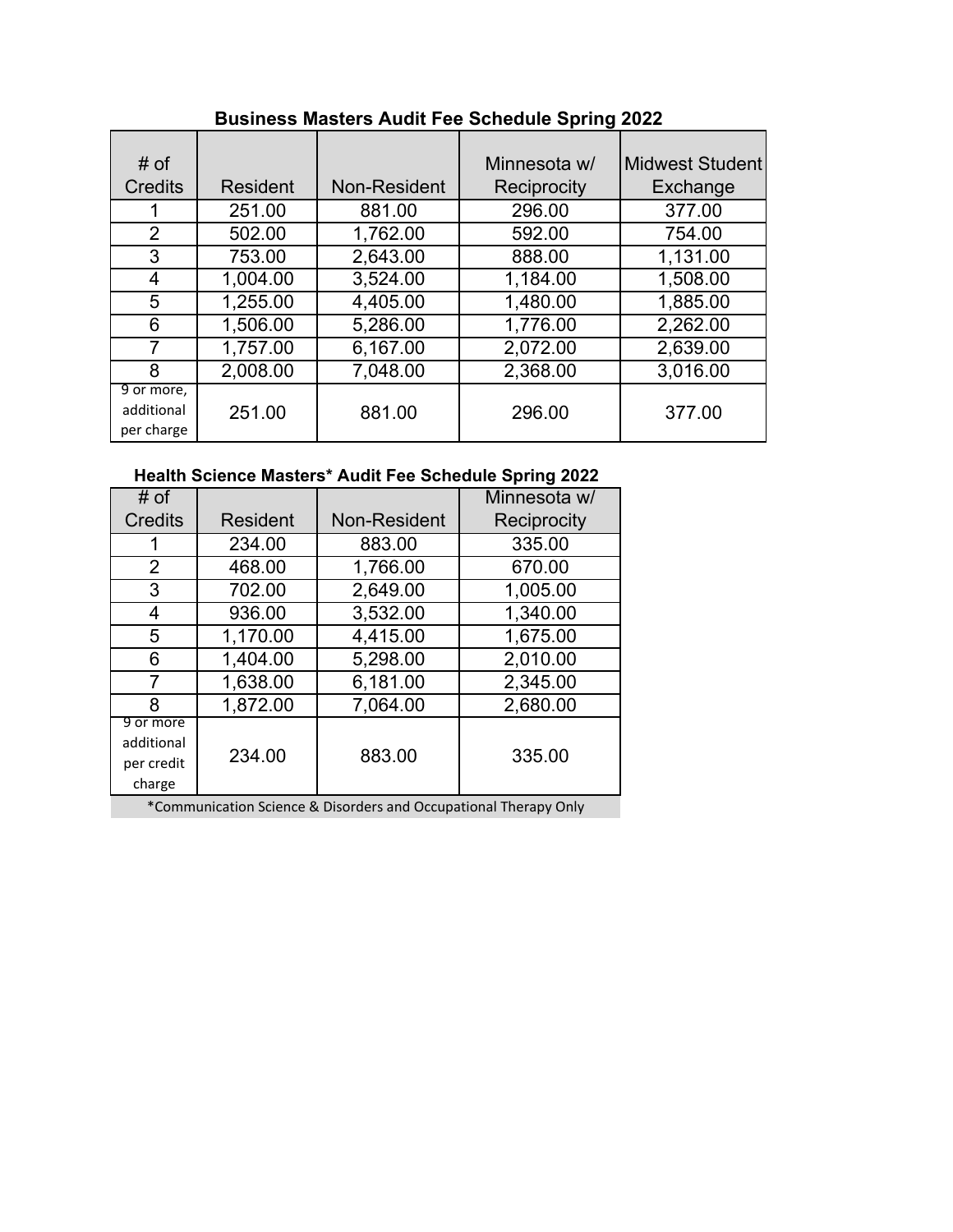**Business Masters Audit Fee Schedule Spring 2022**

| # of Credits | Resident | Non-Resident | Minnesota w/ Reciprocity | Midwest Student Exchange |
|---|---|---|---|---|
| 1 | 251.00 | 881.00 | 296.00 | 377.00 |
| 2 | 502.00 | 1,762.00 | 592.00 | 754.00 |
| 3 | 753.00 | 2,643.00 | 888.00 | 1,131.00 |
| 4 | 1,004.00 | 3,524.00 | 1,184.00 | 1,508.00 |
| 5 | 1,255.00 | 4,405.00 | 1,480.00 | 1,885.00 |
| 6 | 1,506.00 | 5,286.00 | 1,776.00 | 2,262.00 |
| 7 | 1,757.00 | 6,167.00 | 2,072.00 | 2,639.00 |
| 8 | 2,008.00 | 7,048.00 | 2,368.00 | 3,016.00 |
| 9 or more, additional per charge | 251.00 | 881.00 | 296.00 | 377.00 |

**Health Science Masters* Audit Fee Schedule Spring 2022**

| # of Credits | Resident | Non-Resident | Minnesota w/ Reciprocity |
|---|---|---|---|
| 1 | 234.00 | 883.00 | 335.00 |
| 2 | 468.00 | 1,766.00 | 670.00 |
| 3 | 702.00 | 2,649.00 | 1,005.00 |
| 4 | 936.00 | 3,532.00 | 1,340.00 |
| 5 | 1,170.00 | 4,415.00 | 1,675.00 |
| 6 | 1,404.00 | 5,298.00 | 2,010.00 |
| 7 | 1,638.00 | 6,181.00 | 2,345.00 |
| 8 | 1,872.00 | 7,064.00 | 2,680.00 |
| 9 or more additional per credit charge | 234.00 | 883.00 | 335.00 |

*Communication Science & Disorders and Occupational Therapy Only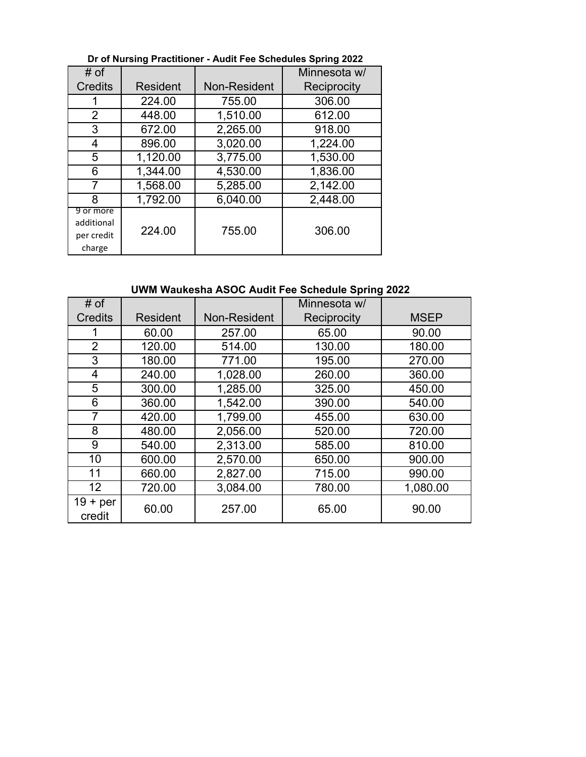**Dr of Nursing Practitioner - Audit Fee Schedules Spring 2022**

| # of Credits | Resident | Non-Resident | Minnesota w/ Reciprocity |
|---|---|---|---|
| 1 | 224.00 | 755.00 | 306.00 |
| 2 | 448.00 | 1,510.00 | 612.00 |
| 3 | 672.00 | 2,265.00 | 918.00 |
| 4 | 896.00 | 3,020.00 | 1,224.00 |
| 5 | 1,120.00 | 3,775.00 | 1,530.00 |
| 6 | 1,344.00 | 4,530.00 | 1,836.00 |
| 7 | 1,568.00 | 5,285.00 | 2,142.00 |
| 8 | 1,792.00 | 6,040.00 | 2,448.00 |
| 9 or more additional per credit charge | 224.00 | 755.00 | 306.00 |

**UWM Waukesha ASOC Audit Fee Schedule Spring 2022**

| # of Credits | Resident | Non-Resident | Minnesota w/ Reciprocity | MSEP |
|---|---|---|---|---|
| 1 | 60.00 | 257.00 | 65.00 | 90.00 |
| 2 | 120.00 | 514.00 | 130.00 | 180.00 |
| 3 | 180.00 | 771.00 | 195.00 | 270.00 |
| 4 | 240.00 | 1,028.00 | 260.00 | 360.00 |
| 5 | 300.00 | 1,285.00 | 325.00 | 450.00 |
| 6 | 360.00 | 1,542.00 | 390.00 | 540.00 |
| 7 | 420.00 | 1,799.00 | 455.00 | 630.00 |
| 8 | 480.00 | 2,056.00 | 520.00 | 720.00 |
| 9 | 540.00 | 2,313.00 | 585.00 | 810.00 |
| 10 | 600.00 | 2,570.00 | 650.00 | 900.00 |
| 11 | 660.00 | 2,827.00 | 715.00 | 990.00 |
| 12 | 720.00 | 3,084.00 | 780.00 | 1,080.00 |
| 19 + per credit | 60.00 | 257.00 | 65.00 | 90.00 |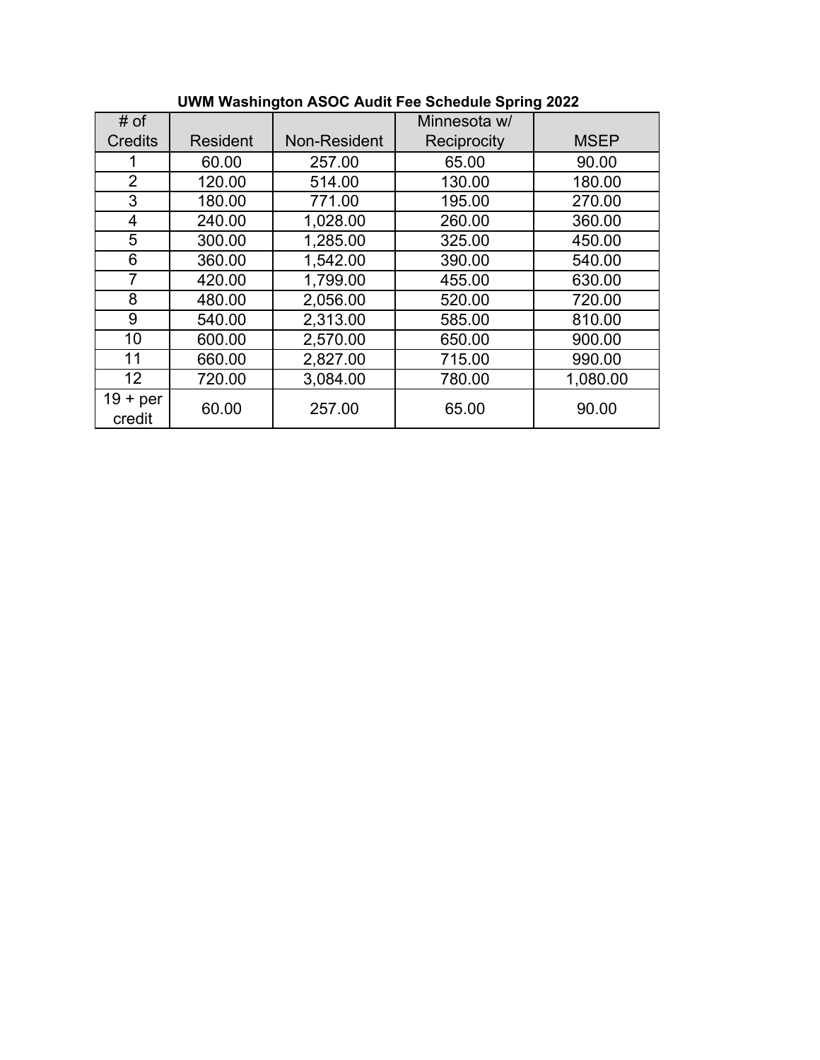**UWM Washington ASOC Audit Fee Schedule Spring 2022**

| # of Credits | Resident | Non-Resident | Minnesota w/ Reciprocity | MSEP |
|---|---|---|---|---|
| 1 | 60.00 | 257.00 | 65.00 | 90.00 |
| 2 | 120.00 | 514.00 | 130.00 | 180.00 |
| 3 | 180.00 | 771.00 | 195.00 | 270.00 |
| 4 | 240.00 | 1,028.00 | 260.00 | 360.00 |
| 5 | 300.00 | 1,285.00 | 325.00 | 450.00 |
| 6 | 360.00 | 1,542.00 | 390.00 | 540.00 |
| 7 | 420.00 | 1,799.00 | 455.00 | 630.00 |
| 8 | 480.00 | 2,056.00 | 520.00 | 720.00 |
| 9 | 540.00 | 2,313.00 | 585.00 | 810.00 |
| 10 | 600.00 | 2,570.00 | 650.00 | 900.00 |
| 11 | 660.00 | 2,827.00 | 715.00 | 990.00 |
| 12 | 720.00 | 3,084.00 | 780.00 | 1,080.00 |
| 19 + per credit | 60.00 | 257.00 | 65.00 | 90.00 |